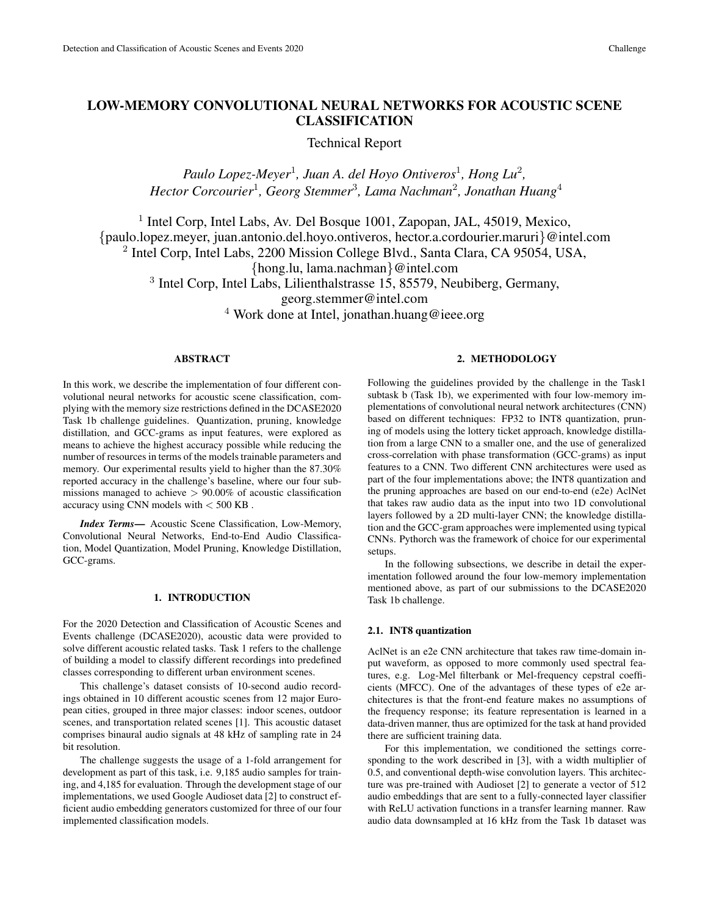# LOW-MEMORY CONVOLUTIONAL NEURAL NETWORKS FOR ACOUSTIC SCENE CLASSIFICATION

Technical Report

*Paulo Lopez-Meyer*[1]*, Juan A. del Hoyo Ontiveros*[1]*, Hong Lu*[2]*, Hector Corcourier*[1]*, Georg Stemmer*[3]*, Lama Nachman*[2]*, Jonathan Huang*[4]

[1] Intel Corp, Intel Labs, Av. Del Bosque 1001, Zapopan, JAL, 45019, Mexico, {paulo.lopez.meyer, juan.antonio.del.hoyo.ontiveros, hector.a.cordourier.maruri}@intel.com
[2] Intel Corp, Intel Labs, 2200 Mission College Blvd., Santa Clara, CA 95054, USA, {hong.lu, lama.nachman}@intel.com
[3] Intel Corp, Intel Labs, Lilienthalstrasse 15, 85579, Neubiberg, Germany, georg.stemmer@intel.com
[4] Work done at Intel, jonathan.huang@ieee.org

## ABSTRACT

In this work, we describe the implementation of four different convolutional neural networks for acoustic scene classification, complying with the memory size restrictions defined in the DCASE2020 Task 1b challenge guidelines. Quantization, pruning, knowledge distillation, and GCC-grams as input features, were explored as means to achieve the highest accuracy possible while reducing the number of resources in terms of the models trainable parameters and memory. Our experimental results yield to higher than the 87.30% reported accuracy in the challenge's baseline, where our four submissions managed to achieve $>$ 90.00% of acoustic classification accuracy using CNN models with $<$ 500 KB .

***Index Terms*—** Acoustic Scene Classification, Low-Memory, Convolutional Neural Networks, End-to-End Audio Classification, Model Quantization, Model Pruning, Knowledge Distillation, GCC-grams.

## 1. INTRODUCTION

For the 2020 Detection and Classification of Acoustic Scenes and Events challenge (DCASE2020), acoustic data were provided to solve different acoustic related tasks. Task 1 refers to the challenge of building a model to classify different recordings into predefined classes corresponding to different urban environment scenes.

This challenge's dataset consists of 10-second audio recordings obtained in 10 different acoustic scenes from 12 major European cities, grouped in three major classes: indoor scenes, outdoor scenes, and transportation related scenes [1]. This acoustic dataset comprises binaural audio signals at 48 kHz of sampling rate in 24 bit resolution.

The challenge suggests the usage of a 1-fold arrangement for development as part of this task, i.e. 9,185 audio samples for training, and 4,185 for evaluation. Through the development stage of our implementations, we used Google Audioset data [2] to construct efficient audio embedding generators customized for three of our four implemented classification models.

## 2. METHODOLOGY

Following the guidelines provided by the challenge in the Task1 subtask b (Task 1b), we experimented with four low-memory implementations of convolutional neural network architectures (CNN) based on different techniques: FP32 to INT8 quantization, pruning of models using the lottery ticket approach, knowledge distillation from a large CNN to a smaller one, and the use of generalized cross-correlation with phase transformation (GCC-grams) as input features to a CNN. Two different CNN architectures were used as part of the four implementations above; the INT8 quantization and the pruning approaches are based on our end-to-end (e2e) AclNet that takes raw audio data as the input into two 1D convolutional layers followed by a 2D multi-layer CNN; the knowledge distillation and the GCC-gram approaches were implemented using typical CNNs. Pythorch was the framework of choice for our experimental setups.

In the following subsections, we describe in detail the experimentation followed around the four low-memory implementation mentioned above, as part of our submissions to the DCASE2020 Task 1b challenge.

### 2.1. INT8 quantization

AclNet is an e2e CNN architecture that takes raw time-domain input waveform, as opposed to more commonly used spectral features, e.g. Log-Mel filterbank or Mel-frequency cepstral coefficients (MFCC). One of the advantages of these types of e2e architectures is that the front-end feature makes no assumptions of the frequency response; its feature representation is learned in a data-driven manner, thus are optimized for the task at hand provided there are sufficient training data.

For this implementation, we conditioned the settings corresponding to the work described in [3], with a width multiplier of 0.5, and conventional depth-wise convolution layers. This architecture was pre-trained with Audioset [2] to generate a vector of 512 audio embeddings that are sent to a fully-connected layer classifier with ReLU activation functions in a transfer learning manner. Raw audio data downsampled at 16 kHz from the Task 1b dataset was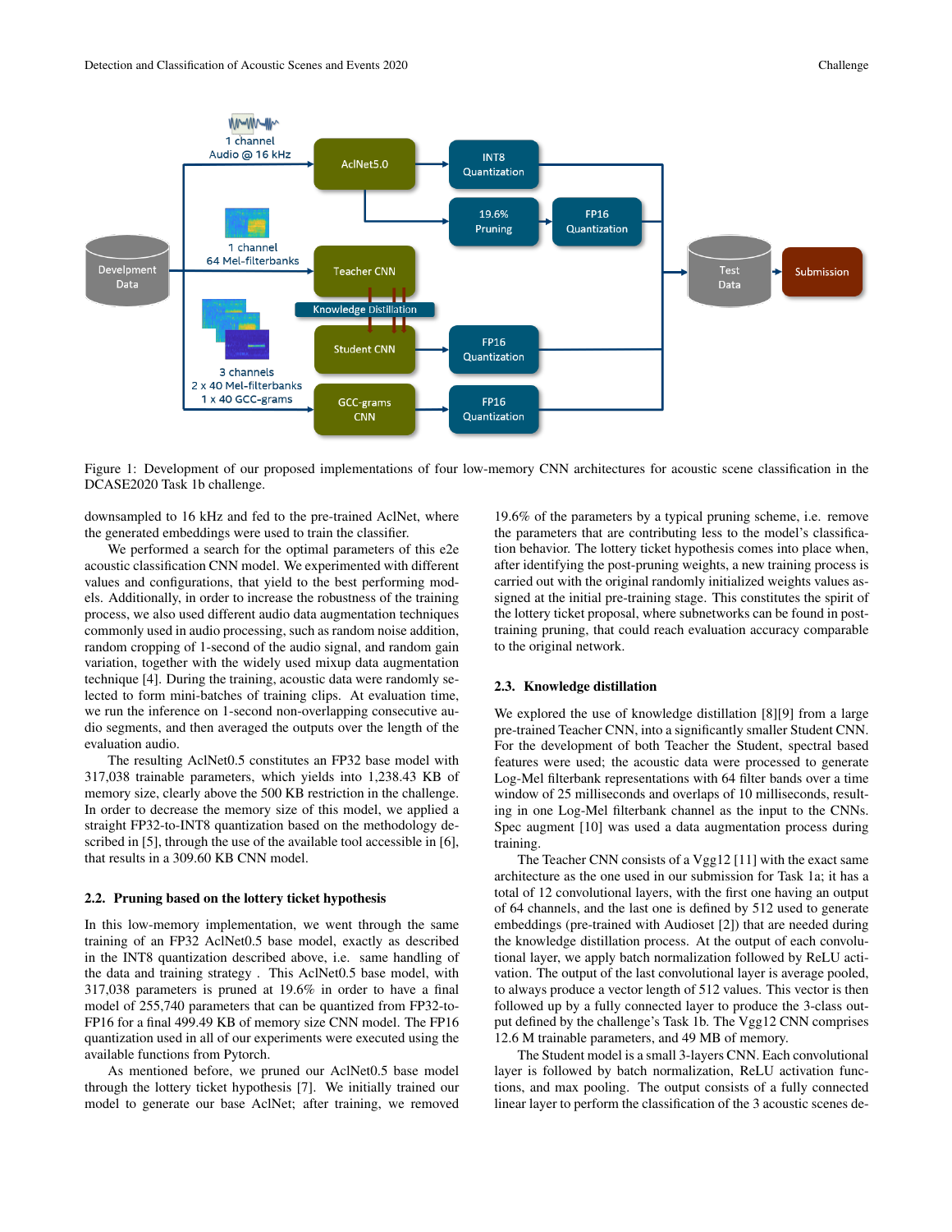Figure 1: Development of our proposed implementations of four low-memory CNN architectures for acoustic scene classification in the DCASE2020 Task 1b challenge.

downsampled to 16 kHz and fed to the pre-trained AclNet, where the generated embeddings were used to train the classifier.

We performed a search for the optimal parameters of this e2e acoustic classification CNN model. We experimented with different values and configurations, that yield to the best performing models. Additionally, in order to increase the robustness of the training process, we also used different audio data augmentation techniques commonly used in audio processing, such as random noise addition, random cropping of 1-second of the audio signal, and random gain variation, together with the widely used mixup data augmentation technique [4]. During the training, acoustic data were randomly selected to form mini-batches of training clips. At evaluation time, we run the inference on 1-second non-overlapping consecutive audio segments, and then averaged the outputs over the length of the evaluation audio.

The resulting AclNet0.5 constitutes an FP32 base model with 317,038 trainable parameters, which yields into 1,238.43 KB of memory size, clearly above the 500 KB restriction in the challenge. In order to decrease the memory size of this model, we applied a straight FP32-to-INT8 quantization based on the methodology described in [5], through the use of the available tool accessible in [6], that results in a 309.60 KB CNN model.

### 2.2. Pruning based on the lottery ticket hypothesis

In this low-memory implementation, we went through the same training of an FP32 AclNet0.5 base model, exactly as described in the INT8 quantization described above, i.e. same handling of the data and training strategy . This AclNet0.5 base model, with 317,038 parameters is pruned at 19.6% in order to have a final model of 255,740 parameters that can be quantized from FP32-to-FP16 for a final 499.49 KB of memory size CNN model. The FP16 quantization used in all of our experiments were executed using the available functions from Pytorch.

As mentioned before, we pruned our AclNet0.5 base model through the lottery ticket hypothesis [7]. We initially trained our model to generate our base AclNet; after training, we removed 19.6% of the parameters by a typical pruning scheme, i.e. remove the parameters that are contributing less to the model's classification behavior. The lottery ticket hypothesis comes into place when, after identifying the post-pruning weights, a new training process is carried out with the original randomly initialized weights values assigned at the initial pre-training stage. This constitutes the spirit of the lottery ticket proposal, where subnetworks can be found in post-training pruning, that could reach evaluation accuracy comparable to the original network.

### 2.3. Knowledge distillation

We explored the use of knowledge distillation [8][9] from a large pre-trained Teacher CNN, into a significantly smaller Student CNN. For the development of both Teacher the Student, spectral based features were used; the acoustic data were processed to generate Log-Mel filterbank representations with 64 filter bands over a time window of 25 milliseconds and overlaps of 10 milliseconds, resulting in one Log-Mel filterbank channel as the input to the CNNs. Spec augment [10] was used a data augmentation process during training.

The Teacher CNN consists of a Vgg12 [11] with the exact same architecture as the one used in our submission for Task 1a; it has a total of 12 convolutional layers, with the first one having an output of 64 channels, and the last one is defined by 512 used to generate embeddings (pre-trained with Audioset [2]) that are needed during the knowledge distillation process. At the output of each convolutional layer, we apply batch normalization followed by ReLU activation. The output of the last convolutional layer is average pooled, to always produce a vector length of 512 values. This vector is then followed up by a fully connected layer to produce the 3-class output defined by the challenge's Task 1b. The Vgg12 CNN comprises 12.6 M trainable parameters, and 49 MB of memory.

The Student model is a small 3-layers CNN. Each convolutional layer is followed by batch normalization, ReLU activation functions, and max pooling. The output consists of a fully connected linear layer to perform the classification of the 3 acoustic scenes de-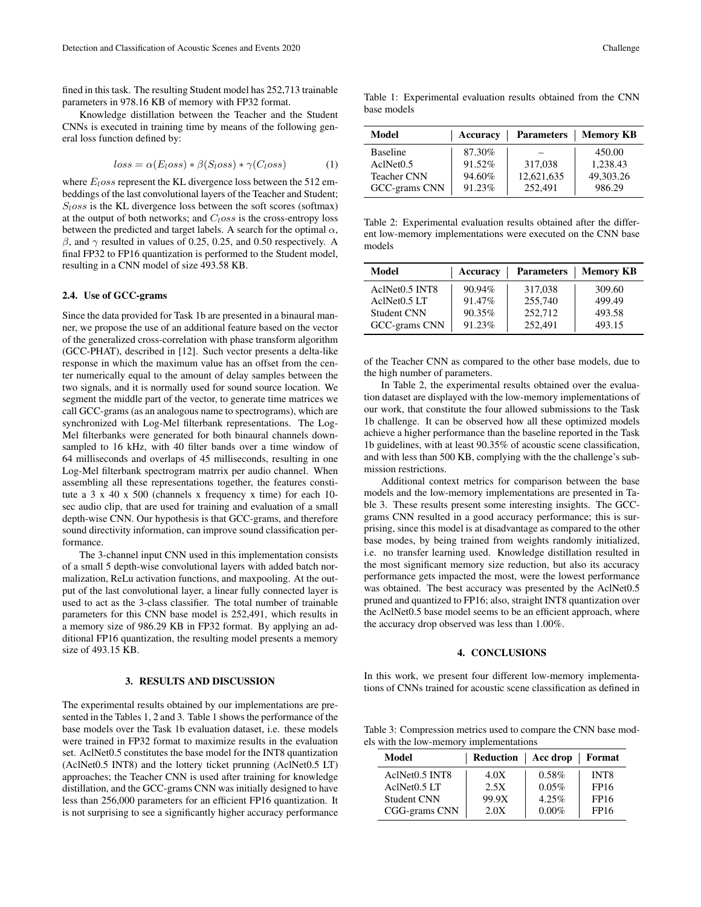fined in this task. The resulting Student model has 252,713 trainable parameters in 978.16 KB of memory with FP32 format.

Knowledge distillation between the Teacher and the Student CNNs is executed in training time by means of the following general loss function defined by:

$$loss = \alpha(E_loss) * \beta(S_loss) * \gamma(C_loss) \tag{1}$$

where $E_loss$ represent the KL divergence loss between the 512 embeddings of the last convolutional layers of the Teacher and Student; $S_loss$ is the KL divergence loss between the soft scores (softmax) at the output of both networks; and $C_loss$ is the cross-entropy loss between the predicted and target labels. A search for the optimal $\alpha$, $\beta$, and $\gamma$ resulted in values of 0.25, 0.25, and 0.50 respectively. A final FP32 to FP16 quantization is performed to the Student model, resulting in a CNN model of size 493.58 KB.

### 2.4. Use of GCC-grams

Since the data provided for Task 1b are presented in a binaural manner, we propose the use of an additional feature based on the vector of the generalized cross-correlation with phase transform algorithm (GCC-PHAT), described in [12]. Such vector presents a delta-like response in which the maximum value has an offset from the center numerically equal to the amount of delay samples between the two signals, and it is normally used for sound source location. We segment the middle part of the vector, to generate time matrices we call GCC-grams (as an analogous name to spectrograms), which are synchronized with Log-Mel filterbank representations. The Log-Mel filterbanks were generated for both binaural channels downsampled to 16 kHz, with 40 filter bands over a time window of 64 milliseconds and overlaps of 45 milliseconds, resulting in one Log-Mel filterbank spectrogram matrrix per audio channel. When assembling all these representations together, the features constitute a 3 x 40 x 500 (channels x frequency x time) for each 10-sec audio clip, that are used for training and evaluation of a small depth-wise CNN. Our hypothesis is that GCC-grams, and therefore sound directivity information, can improve sound classification performance.

The 3-channel input CNN used in this implementation consists of a small 5 depth-wise convolutional layers with added batch normalization, ReLu activation functions, and maxpooling. At the output of the last convolutional layer, a linear fully connected layer is used to act as the 3-class classifier. The total number of trainable parameters for this CNN base model is 252,491, which results in a memory size of 986.29 KB in FP32 format. By applying an additional FP16 quantization, the resulting model presents a memory size of 493.15 KB.

## 3. RESULTS AND DISCUSSION

The experimental results obtained by our implementations are presented in the Tables 1, 2 and 3. Table 1 shows the performance of the base models over the Task 1b evaluation dataset, i.e. these models were trained in FP32 format to maximize results in the evaluation set. AclNet0.5 constitutes the base model for the INT8 quantization (AclNet0.5 INT8) and the lottery ticket prunning (AclNet0.5 LT) approaches; the Teacher CNN is used after training for knowledge distillation, and the GCC-grams CNN was initially designed to have less than 256,000 parameters for an efficient FP16 quantization. It is not surprising to see a significantly higher accuracy performance of the Teacher CNN as compared to the other base models, due to the high number of parameters.

Table 1: Experimental evaluation results obtained from the CNN base models

| Model | Accuracy | Parameters | Memory KB |
|---|---|---|---|
| Baseline | 87.30% | – | 450.00 |
| AclNet0.5 | 91.52% | 317,038 | 1,238.43 |
| Teacher CNN | 94.60% | 12,621,635 | 49,303.26 |
| GCC-grams CNN | 91.23% | 252,491 | 986.29 |

Table 2: Experimental evaluation results obtained after the different low-memory implementations were executed on the CNN base models

| Model | Accuracy | Parameters | Memory KB |
|---|---|---|---|
| AclNet0.5 INT8 | 90.94% | 317,038 | 309.60 |
| AclNet0.5 LT | 91.47% | 255,740 | 499.49 |
| Student CNN | 90.35% | 252,712 | 493.58 |
| GCC-grams CNN | 91.23% | 252,491 | 493.15 |

In Table 2, the experimental results obtained over the evaluation dataset are displayed with the low-memory implementations of our work, that constitute the four allowed submissions to the Task 1b challenge. It can be observed how all these optimized models achieve a higher performance than the baseline reported in the Task 1b guidelines, with at least 90.35% of acoustic scene classification, and with less than 500 KB, complying with the the challenge's submission restrictions.

Additional context metrics for comparison between the base models and the low-memory implementations are presented in Table 3. These results present some interesting insights. The GCC-grams CNN resulted in a good accuracy performance; this is surprising, since this model is at disadvantage as compared to the other base modes, by being trained from weights randomly initialized, i.e. no transfer learning used. Knowledge distillation resulted in the most significant memory size reduction, but also its accuracy performance gets impacted the most, were the lowest performance was obtained. The best accuracy was presented by the AclNet0.5 pruned and quantized to FP16; also, straight INT8 quantization over the AclNet0.5 base model seems to be an efficient approach, where the accuracy drop observed was less than 1.00%.

## 4. CONCLUSIONS

In this work, we present four different low-memory implementations of CNNs trained for acoustic scene classification as defined in

Table 3: Compression metrics used to compare the CNN base models with the low-memory implementations

| Model | Reduction | Acc drop | Format |
|---|---|---|---|
| AclNet0.5 INT8 | 4.0X | 0.58% | INT8 |
| AclNet0.5 LT | 2.5X | 0.05% | FP16 |
| Student CNN | 99.9X | 4.25% | FP16 |
| CGG-grams CNN | 2.0X | 0.00% | FP16 |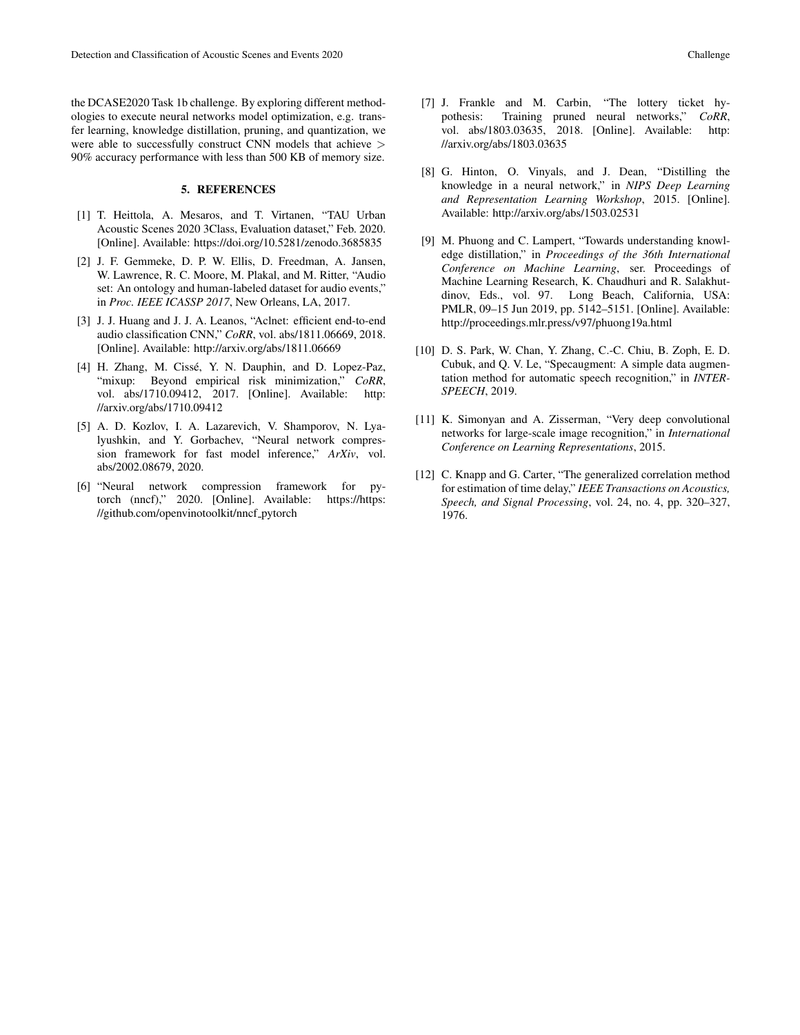the DCASE2020 Task 1b challenge. By exploring different methodologies to execute neural networks model optimization, e.g. transfer learning, knowledge distillation, pruning, and quantization, we were able to successfully construct CNN models that achieve $>$ 90% accuracy performance with less than 500 KB of memory size.

## 5. REFERENCES

[1] T. Heittola, A. Mesaros, and T. Virtanen, "TAU Urban Acoustic Scenes 2020 3Class, Evaluation dataset," Feb. 2020. [Online]. Available: https://doi.org/10.5281/zenodo.3685835

[2] J. F. Gemmeke, D. P. W. Ellis, D. Freedman, A. Jansen, W. Lawrence, R. C. Moore, M. Plakal, and M. Ritter, "Audio set: An ontology and human-labeled dataset for audio events," in *Proc. IEEE ICASSP 2017*, New Orleans, LA, 2017.

[3] J. J. Huang and J. J. A. Leanos, "Aclnet: efficient end-to-end audio classification CNN," *CoRR*, vol. abs/1811.06669, 2018. [Online]. Available: http://arxiv.org/abs/1811.06669

[4] H. Zhang, M. Cissé, Y. N. Dauphin, and D. Lopez-Paz, "mixup: Beyond empirical risk minimization," *CoRR*, vol. abs/1710.09412, 2017. [Online]. Available: http://arxiv.org/abs/1710.09412

[5] A. D. Kozlov, I. A. Lazarevich, V. Shamporov, N. Lyalyushkin, and Y. Gorbachev, "Neural network compression framework for fast model inference," *ArXiv*, vol. abs/2002.08679, 2020.

[6] "Neural network compression framework for pytorch (nncf)," 2020. [Online]. Available: https://https://github.com/openvinotoolkit/nncf_pytorch

[7] J. Frankle and M. Carbin, "The lottery ticket hypothesis: Training pruned neural networks," *CoRR*, vol. abs/1803.03635, 2018. [Online]. Available: http://arxiv.org/abs/1803.03635

[8] G. Hinton, O. Vinyals, and J. Dean, "Distilling the knowledge in a neural network," in *NIPS Deep Learning and Representation Learning Workshop*, 2015. [Online]. Available: http://arxiv.org/abs/1503.02531

[9] M. Phuong and C. Lampert, "Towards understanding knowledge distillation," in *Proceedings of the 36th International Conference on Machine Learning*, ser. Proceedings of Machine Learning Research, K. Chaudhuri and R. Salakhutdinov, Eds., vol. 97. Long Beach, California, USA: PMLR, 09–15 Jun 2019, pp. 5142–5151. [Online]. Available: http://proceedings.mlr.press/v97/phuong19a.html

[10] D. S. Park, W. Chan, Y. Zhang, C.-C. Chiu, B. Zoph, E. D. Cubuk, and Q. V. Le, "Specaugment: A simple data augmentation method for automatic speech recognition," in *INTERSPEECH*, 2019.

[11] K. Simonyan and A. Zisserman, "Very deep convolutional networks for large-scale image recognition," in *International Conference on Learning Representations*, 2015.

[12] C. Knapp and G. Carter, "The generalized correlation method for estimation of time delay," *IEEE Transactions on Acoustics, Speech, and Signal Processing*, vol. 24, no. 4, pp. 320–327, 1976.